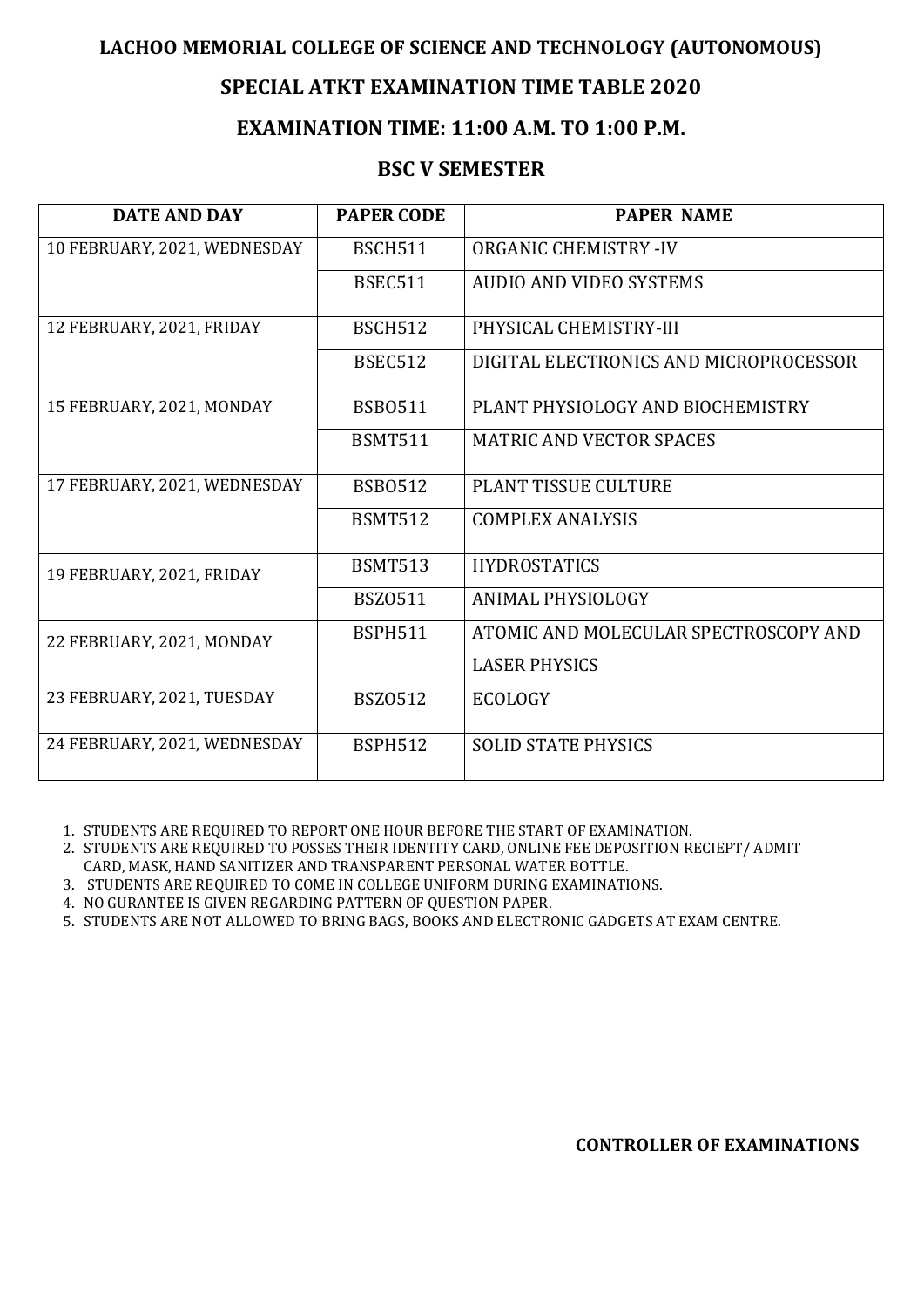# LACHOO MEMORIAL COLLEGE OF SCIENCE AND TECHNOLOGY (AUTONOMOUS)

## SPECIAL ATKT EXAMINATION TIME TABLE 2020

## EXAMINATION TIME: 11:00 A.M. TO 1:00 P.M.

## BSC V SEMESTER

| DATE AND DAY | PAPER CODE | PAPER NAME |
|---|---|---|
| 10 FEBRUARY, 2021, WEDNESDAY | BSCH511 | ORGANIC CHEMISTRY -IV |
| | BSEC511 | AUDIO AND VIDEO SYSTEMS |
| 12 FEBRUARY, 2021, FRIDAY | BSCH512 | PHYSICAL CHEMISTRY-III |
| | BSEC512 | DIGITAL ELECTRONICS AND MICROPROCESSOR |
| 15 FEBRUARY, 2021, MONDAY | BSBO511 | PLANT PHYSIOLOGY AND BIOCHEMISTRY |
| | BSMT511 | MATRIC AND VECTOR SPACES |
| 17 FEBRUARY, 2021, WEDNESDAY | BSBO512 | PLANT TISSUE CULTURE |
| | BSMT512 | COMPLEX ANALYSIS |
| 19 FEBRUARY, 2021, FRIDAY | BSMT513 | HYDROSTATICS |
| | BSZO511 | ANIMAL PHYSIOLOGY |
| 22 FEBRUARY, 2021, MONDAY | BSPH511 | ATOMIC AND MOLECULAR SPECTROSCOPY AND LASER PHYSICS |
| 23 FEBRUARY, 2021, TUESDAY | BSZO512 | ECOLOGY |
| 24 FEBRUARY, 2021, WEDNESDAY | BSPH512 | SOLID STATE PHYSICS |

1. STUDENTS ARE REQUIRED TO REPORT ONE HOUR BEFORE THE START OF EXAMINATION.
2. STUDENTS ARE REQUIRED TO POSSES THEIR IDENTITY CARD, ONLINE FEE DEPOSITION RECIEPT/ ADMIT CARD, MASK, HAND SANITIZER AND TRANSPARENT PERSONAL WATER BOTTLE.
3. STUDENTS ARE REQUIRED TO COME IN COLLEGE UNIFORM DURING EXAMINATIONS.
4. NO GURANTEE IS GIVEN REGARDING PATTERN OF QUESTION PAPER.
5. STUDENTS ARE NOT ALLOWED TO BRING BAGS, BOOKS AND ELECTRONIC GADGETS AT EXAM CENTRE.

**CONTROLLER OF EXAMINATIONS**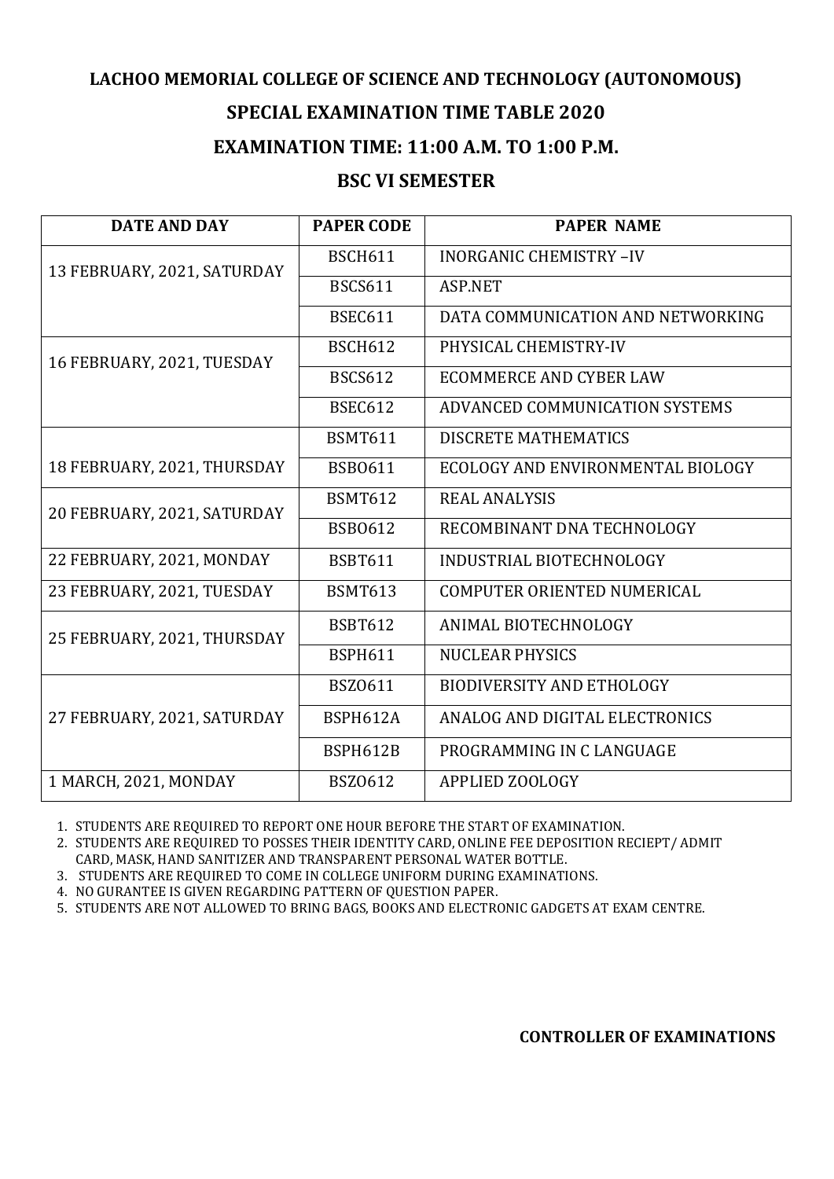# LACHOO MEMORIAL COLLEGE OF SCIENCE AND TECHNOLOGY (AUTONOMOUS)

## SPECIAL EXAMINATION TIME TABLE 2020

## EXAMINATION TIME: 11:00 A.M. TO 1:00 P.M.

## BSC VI SEMESTER

| DATE AND DAY | PAPER CODE | PAPER NAME |
|---|---|---|
| 13 FEBRUARY, 2021, SATURDAY | BSCH611 | INORGANIC CHEMISTRY –IV |
| | BSCS611 | ASP.NET |
| | BSEC611 | DATA COMMUNICATION AND NETWORKING |
| 16 FEBRUARY, 2021, TUESDAY | BSCH612 | PHYSICAL CHEMISTRY-IV |
| | BSCS612 | ECOMMERCE AND CYBER LAW |
| | BSEC612 | ADVANCED COMMUNICATION SYSTEMS |
| 18 FEBRUARY, 2021, THURSDAY | BSMT611 | DISCRETE MATHEMATICS |
| | BSBO611 | ECOLOGY AND ENVIRONMENTAL BIOLOGY |
| 20 FEBRUARY, 2021, SATURDAY | BSMT612 | REAL ANALYSIS |
| | BSBO612 | RECOMBINANT DNA TECHNOLOGY |
| 22 FEBRUARY, 2021, MONDAY | BSBT611 | INDUSTRIAL BIOTECHNOLOGY |
| 23 FEBRUARY, 2021, TUESDAY | BSMT613 | COMPUTER ORIENTED NUMERICAL |
| 25 FEBRUARY, 2021, THURSDAY | BSBT612 | ANIMAL BIOTECHNOLOGY |
| | BSPH611 | NUCLEAR PHYSICS |
| 27 FEBRUARY, 2021, SATURDAY | BSZO611 | BIODIVERSITY AND ETHOLOGY |
| | BSPH612A | ANALOG AND DIGITAL ELECTRONICS |
| | BSPH612B | PROGRAMMING IN C LANGUAGE |
| 1 MARCH, 2021, MONDAY | BSZO612 | APPLIED ZOOLOGY |

1. STUDENTS ARE REQUIRED TO REPORT ONE HOUR BEFORE THE START OF EXAMINATION.
2. STUDENTS ARE REQUIRED TO POSSES THEIR IDENTITY CARD, ONLINE FEE DEPOSITION RECIEPT/ ADMIT CARD, MASK, HAND SANITIZER AND TRANSPARENT PERSONAL WATER BOTTLE.
3. STUDENTS ARE REQUIRED TO COME IN COLLEGE UNIFORM DURING EXAMINATIONS.
4. NO GURANTEE IS GIVEN REGARDING PATTERN OF QUESTION PAPER.
5. STUDENTS ARE NOT ALLOWED TO BRING BAGS, BOOKS AND ELECTRONIC GADGETS AT EXAM CENTRE.

**CONTROLLER OF EXAMINATIONS**